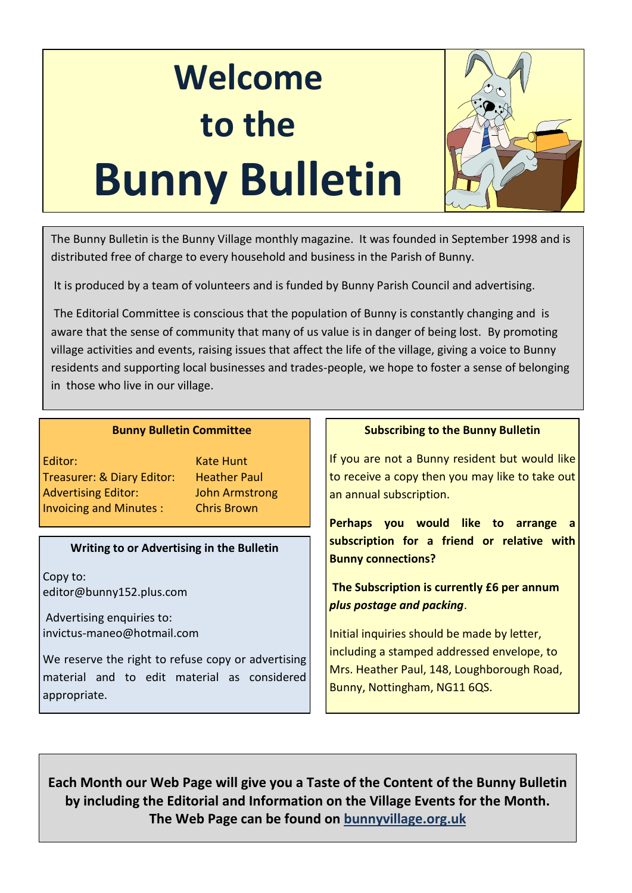# Welcome to the Bunny Bulletin

The Bunny Bulletin is the Bunny Village monthly magazine. It was founded in September 1998 and is distributed free of charge to every household and business in the Parish of Bunny.

It is produced by a team of volunteers and is funded by Bunny Parish Council and advertising.

The Editorial Committee is conscious that the population of Bunny is constantly changing and is aware that the sense of community that many of us value is in danger of being lost. By promoting village activities and events, raising issues that affect the life of the village, giving a voice to Bunny residents and supporting local businesses and trades-people, we hope to foster a sense of belonging in those who live in our village.

**Bunny Bulletin Committee**

| | |
|---|---|
| Editor: | Kate Hunt |
| Treasurer: & Diary Editor: | Heather Paul |
| Advertising Editor: | John Armstrong |
| Invoicing and Minutes : | Chris Brown |

**Writing to or Advertising in the Bulletin**

Copy to:
editor@bunny152.plus.com

Advertising enquiries to:
invictus-maneo@hotmail.com

We reserve the right to refuse copy or advertising material and to edit material as considered appropriate.

**Subscribing to the Bunny Bulletin**

If you are not a Bunny resident but would like to receive a copy then you may like to take out an annual subscription.

**Perhaps you would like to arrange a subscription for a friend or relative with Bunny connections?**

**The Subscription is currently £6 per annum *plus postage and packing*.**

Initial inquiries should be made by letter, including a stamped addressed envelope, to Mrs. Heather Paul, 148, Loughborough Road, Bunny, Nottingham, NG11 6QS.

**Each Month our Web Page will give you a Taste of the Content of the Bunny Bulletin by including the Editorial and Information on the Village Events for the Month. The Web Page can be found on [bunnyvillage.org.uk](bunnyvillage.org.uk)**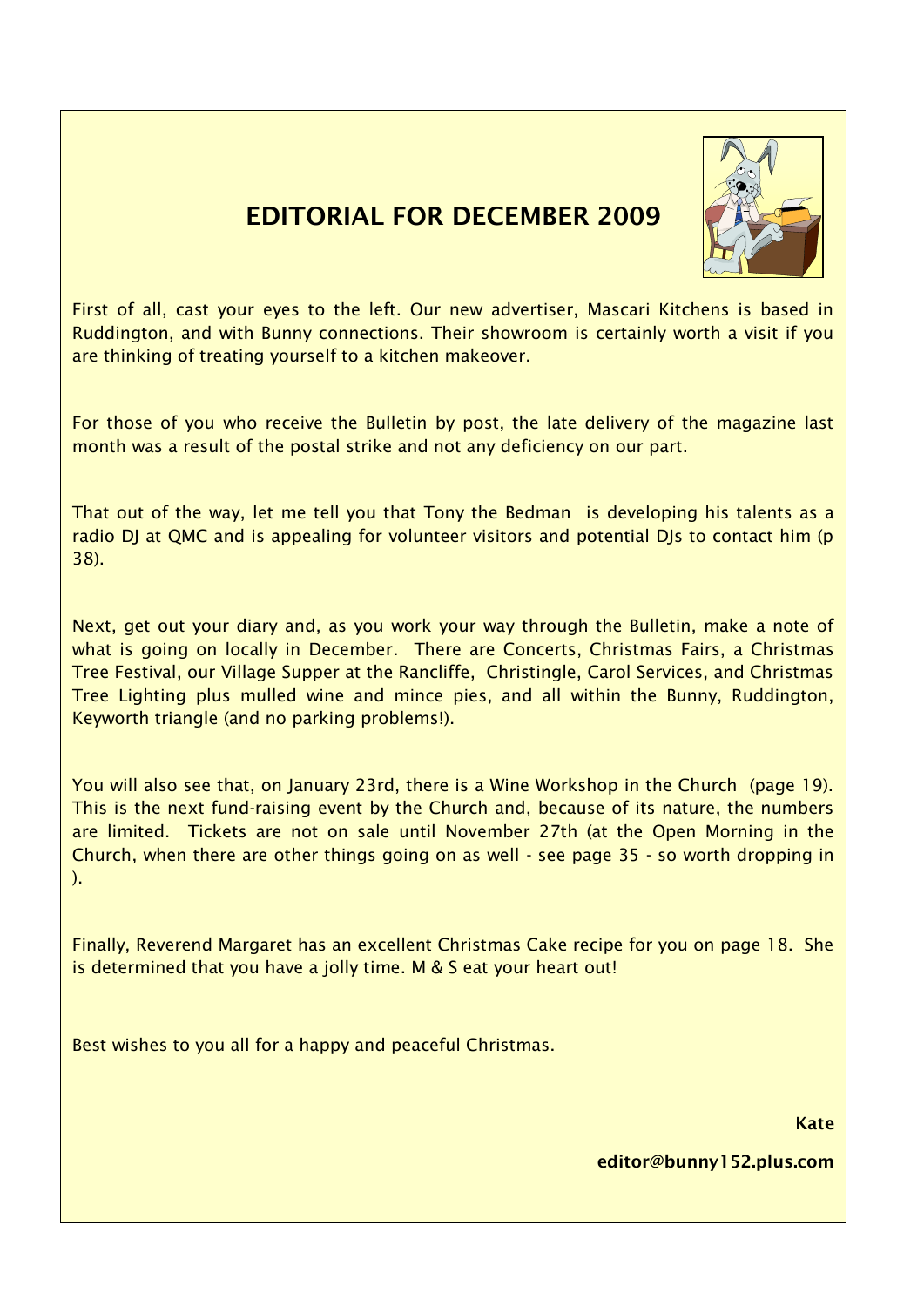# EDITORIAL FOR DECEMBER 2009

First of all, cast your eyes to the left. Our new advertiser, Mascari Kitchens is based in Ruddington, and with Bunny connections. Their showroom is certainly worth a visit if you are thinking of treating yourself to a kitchen makeover.

For those of you who receive the Bulletin by post, the late delivery of the magazine last month was a result of the postal strike and not any deficiency on our part.

That out of the way, let me tell you that Tony the Bedman is developing his talents as a radio DJ at QMC and is appealing for volunteer visitors and potential DJs to contact him (p 38).

Next, get out your diary and, as you work your way through the Bulletin, make a note of what is going on locally in December. There are Concerts, Christmas Fairs, a Christmas Tree Festival, our Village Supper at the Rancliffe, Christingle, Carol Services, and Christmas Tree Lighting plus mulled wine and mince pies, and all within the Bunny, Ruddington, Keyworth triangle (and no parking problems!).

You will also see that, on January 23rd, there is a Wine Workshop in the Church (page 19). This is the next fund-raising event by the Church and, because of its nature, the numbers are limited. Tickets are not on sale until November 27th (at the Open Morning in the Church, when there are other things going on as well - see page 35 - so worth dropping in ).

Finally, Reverend Margaret has an excellent Christmas Cake recipe for you on page 18. She is determined that you have a jolly time. M & S eat your heart out!

Best wishes to you all for a happy and peaceful Christmas.

**Kate**

**editor@bunny152.plus.com**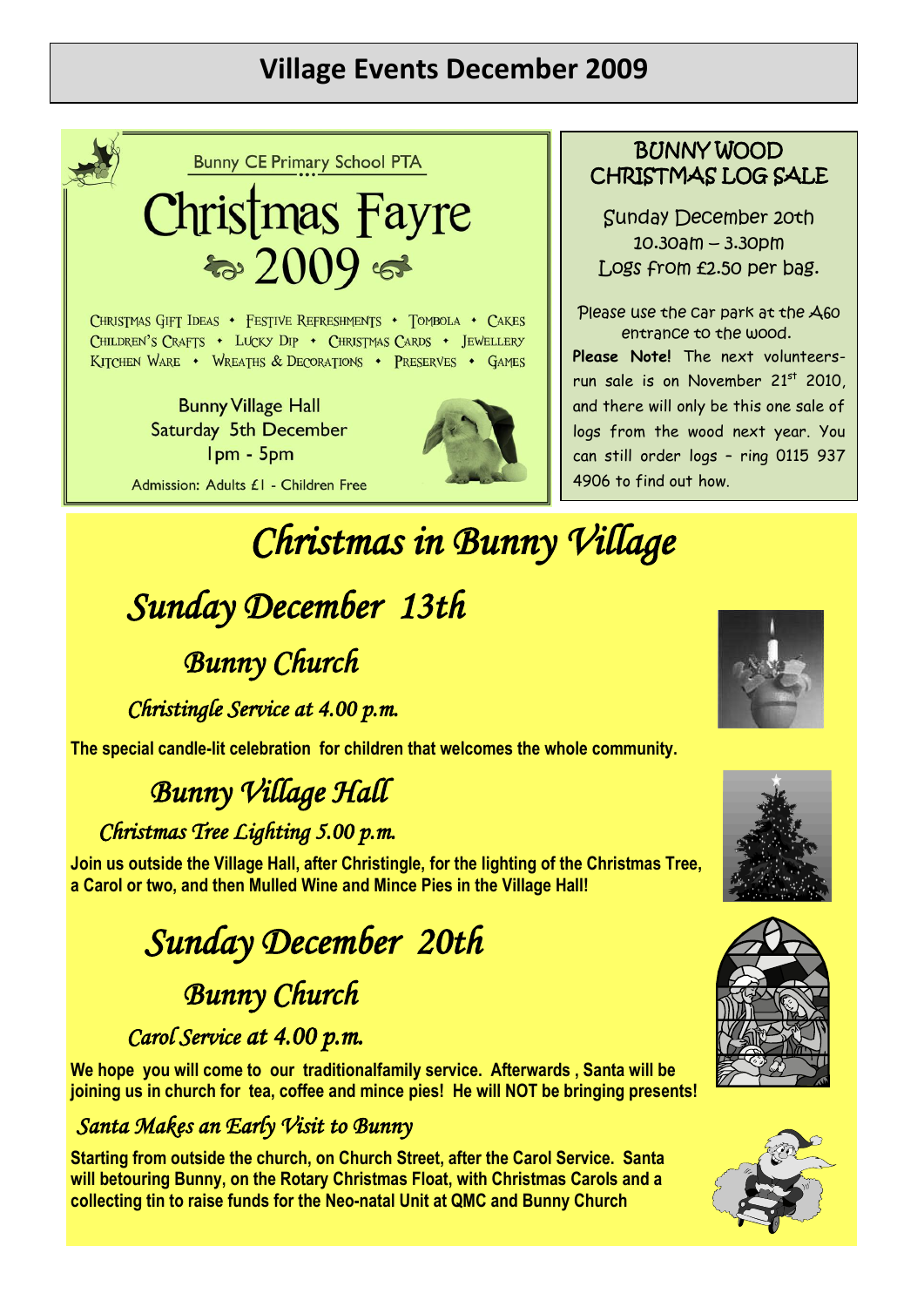# Village Events December 2009

Bunny CE Primary School PTA

## Christmas Fayre 2009

Christmas Gift Ideas • Festive Refreshments • Tombola • Cakes
Children's Crafts • Lucky Dip • Christmas Cards • Jewellery
Kitchen Ware • Wreaths & Decorations • Preserves • Games

Bunny Village Hall
Saturday 5th December
1pm - 5pm

Admission: Adults £1 - Children Free

## BUNNY WOOD CHRISTMAS LOG SALE

Sunday December 20th
10.30am – 3.30pm
Logs from £2.50 per bag.

Please use the car park at the A60 entrance to the wood.

**Please Note!** The next volunteers-run sale is on November 21st 2010, and there will only be this one sale of logs from the wood next year. You can still order logs – ring 0115 937 4906 to find out how.

# *Christmas in Bunny Village*

## *Sunday December 13th*

### *Bunny Church*

*Christingle Service at 4.00 p.m.*

**The special candle-lit celebration for children that welcomes the whole community.**

### *Bunny Village Hall*

*Christmas Tree Lighting 5.00 p.m.*

**Join us outside the Village Hall, after Christingle, for the lighting of the Christmas Tree, a Carol or two, and then Mulled Wine and Mince Pies in the Village Hall!**

## *Sunday December 20th*

### *Bunny Church*

*Carol Service at 4.00 p.m.*

**We hope you will come to our traditionalfamily service. Afterwards , Santa will be joining us in church for tea, coffee and mince pies! He will NOT be bringing presents!**

*Santa Makes an Early Visit to Bunny*

**Starting from outside the church, on Church Street, after the Carol Service. Santa will betouring Bunny, on the Rotary Christmas Float, with Christmas Carols and a collecting tin to raise funds for the Neo-natal Unit at QMC and Bunny Church**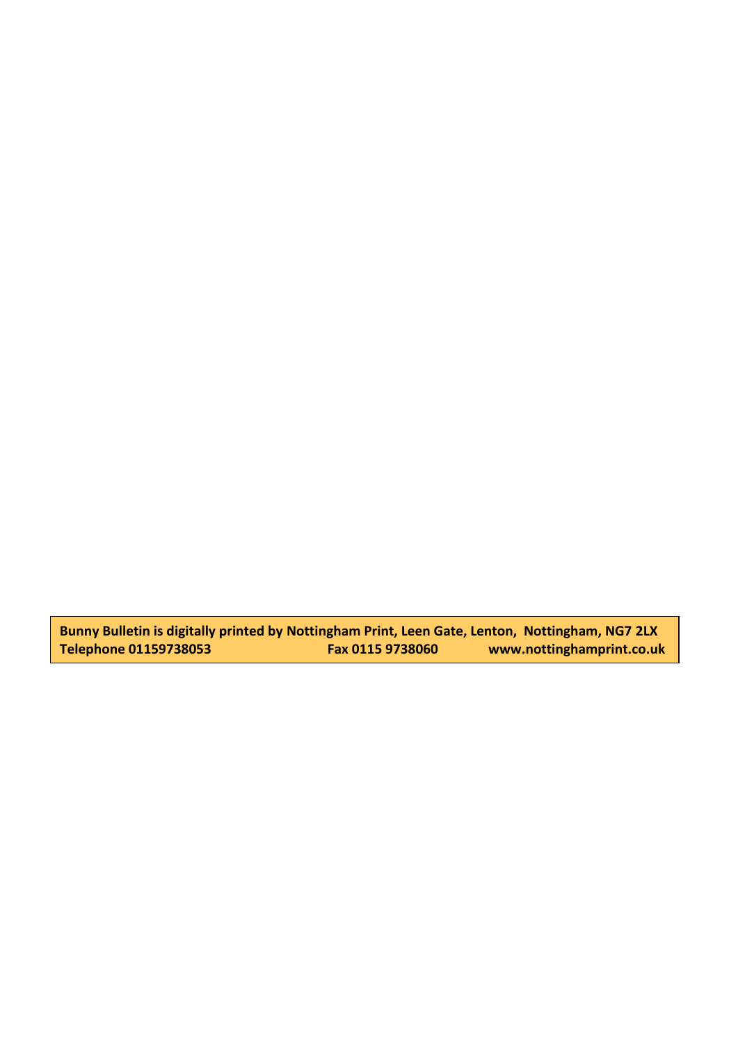**Bunny Bulletin is digitally printed by Nottingham Print, Leen Gate, Lenton, Nottingham, NG7 2LX**
**Telephone 01159738053 Fax 0115 9738060 www.nottinghamprint.co.uk**